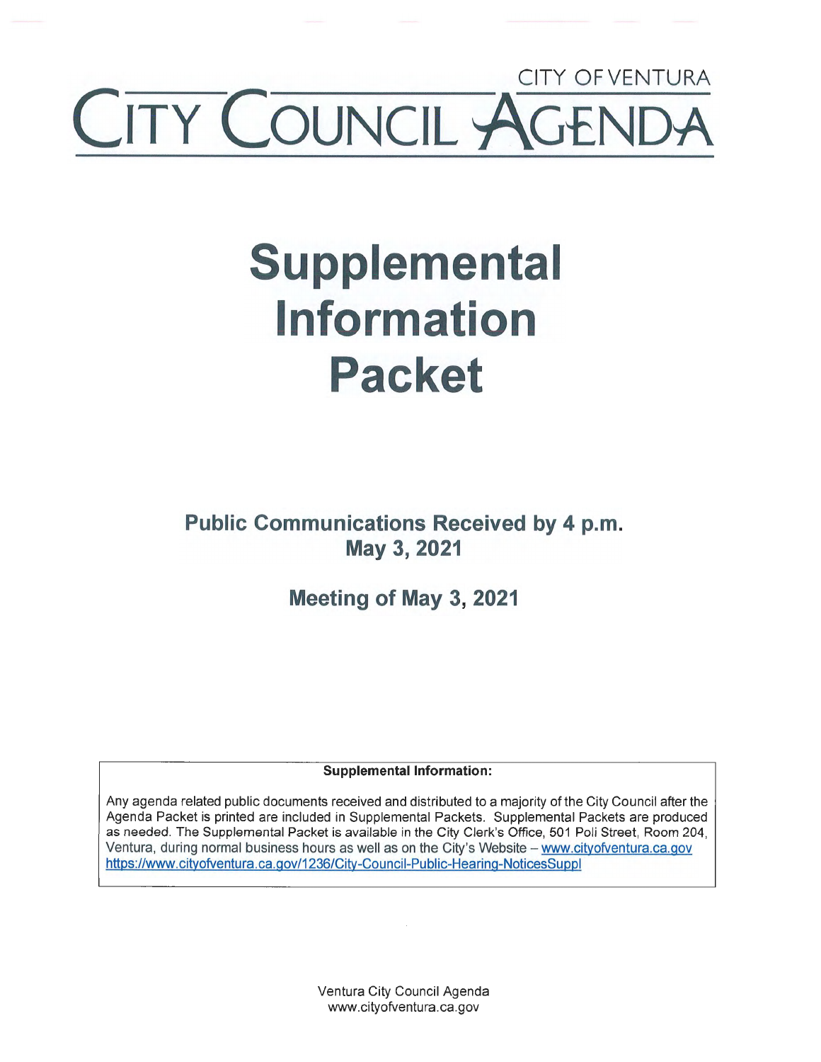CITY OF VENTURA

# CITY COUNCIL AGENDA

# Supplemental Information Packet

## Public Communications Received by 4 p.m. May 3, 2021

## Meeting of May 3, 2021

**Supplemental Information:**

Any agenda related public documents received and distributed to a majority of the City Council after the Agenda Packet is printed are included in Supplemental Packets. Supplemental Packets are produced as needed. The Supplemental Packet is available in the City Clerk's Office, 501 Poli Street, Room 204, Ventura, during normal business hours as well as on the City's Website – www.cityofventura.ca.gov https://www.cityofventura.ca.gov/1236/City-Council-Public-Hearing-NoticesSuppl

Ventura City Council Agenda
www.cityofventura.ca.gov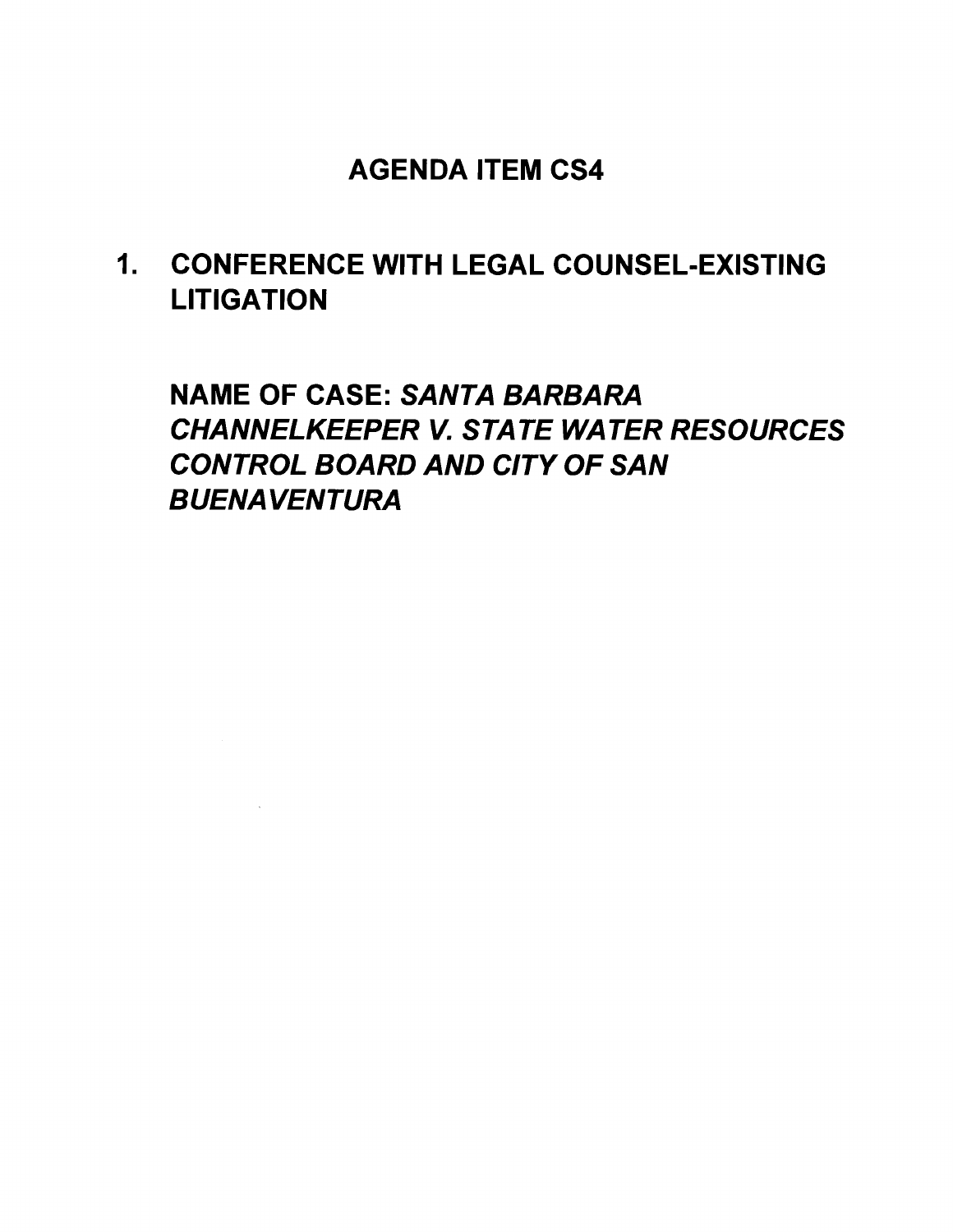# AGENDA ITEM CS4

## 1. CONFERENCE WITH LEGAL COUNSEL-EXISTING LITIGATION

**NAME OF CASE:** ***SANTA BARBARA CHANNELKEEPER V. STATE WATER RESOURCES CONTROL BOARD AND CITY OF SAN BUENAVENTURA***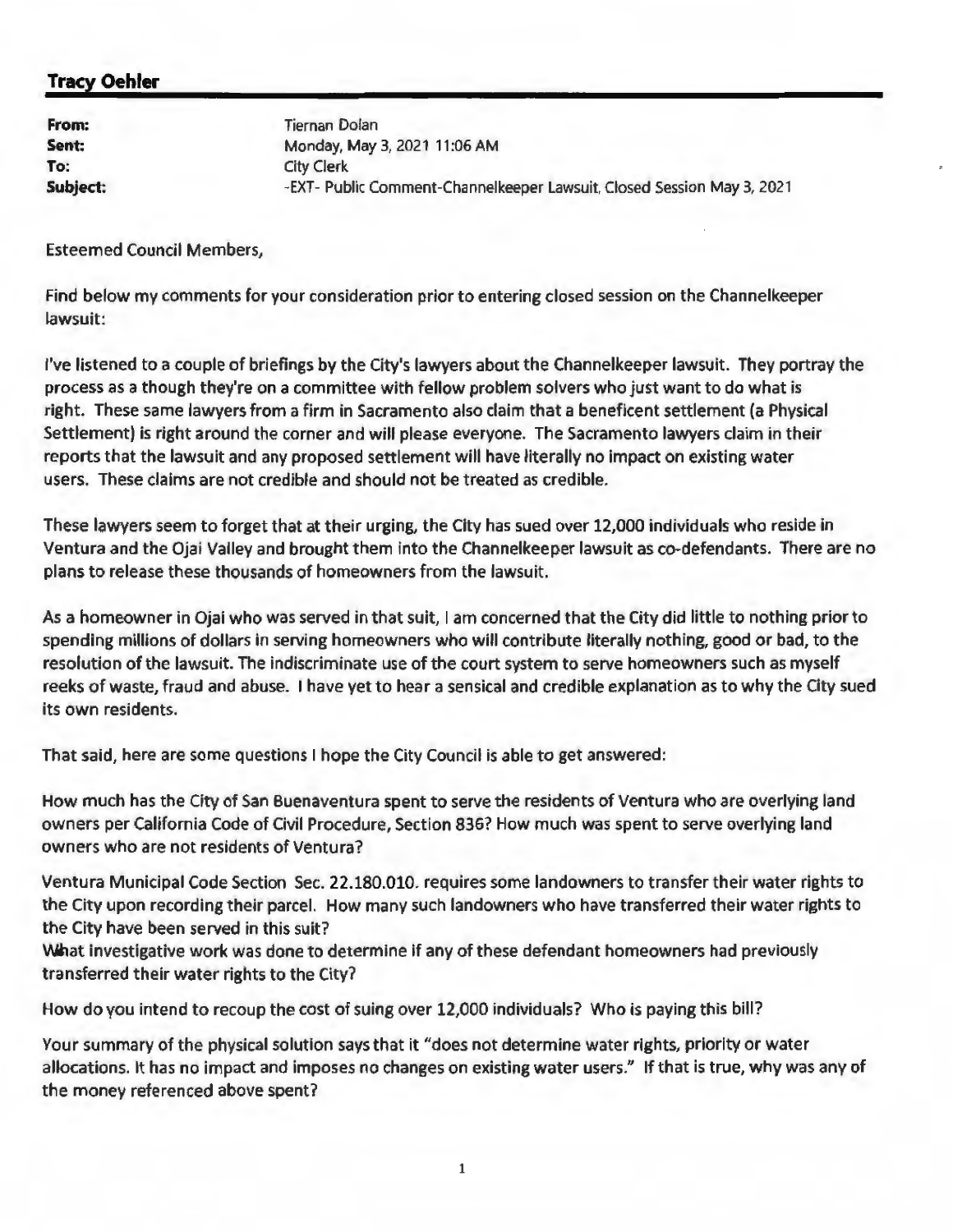**Tracy Oehler**

| | |
|---|---|
| **From:** | Tiernan Dolan |
| **Sent:** | Monday, May 3, 2021 11:06 AM |
| **To:** | City Clerk |
| **Subject:** | -EXT- Public Comment-Channelkeeper Lawsuit, Closed Session May 3, 2021 |

Esteemed Council Members,

Find below my comments for your consideration prior to entering closed session on the Channelkeeper lawsuit:

I've listened to a couple of briefings by the City's lawyers about the Channelkeeper lawsuit. They portray the process as a though they're on a committee with fellow problem solvers who just want to do what is right. These same lawyers from a firm in Sacramento also claim that a beneficent settlement (a Physical Settlement) is right around the corner and will please everyone. The Sacramento lawyers claim in their reports that the lawsuit and any proposed settlement will have literally no impact on existing water users. These claims are not credible and should not be treated as credible.

These lawyers seem to forget that at their urging, the City has sued over 12,000 individuals who reside in Ventura and the Ojai Valley and brought them into the Channelkeeper lawsuit as co-defendants. There are no plans to release these thousands of homeowners from the lawsuit.

As a homeowner in Ojai who was served in that suit, I am concerned that the City did little to nothing prior to spending millions of dollars in serving homeowners who will contribute literally nothing, good or bad, to the resolution of the lawsuit. The indiscriminate use of the court system to serve homeowners such as myself reeks of waste, fraud and abuse. I have yet to hear a sensical and credible explanation as to why the City sued its own residents.

That said, here are some questions I hope the City Council is able to get answered:

How much has the City of San Buenaventura spent to serve the residents of Ventura who are overlying land owners per California Code of Civil Procedure, Section 836? How much was spent to serve overlying land owners who are not residents of Ventura?

Ventura Municipal Code Section Sec. 22.180.010. requires some landowners to transfer their water rights to the City upon recording their parcel. How many such landowners who have transferred their water rights to the City have been served in this suit?
What investigative work was done to determine if any of these defendant homeowners had previously transferred their water rights to the City?

How do you intend to recoup the cost of suing over 12,000 individuals? Who is paying this bill?

Your summary of the physical solution says that it "does not determine water rights, priority or water allocations. It has no impact and imposes no changes on existing water users." If that is true, why was any of the money referenced above spent?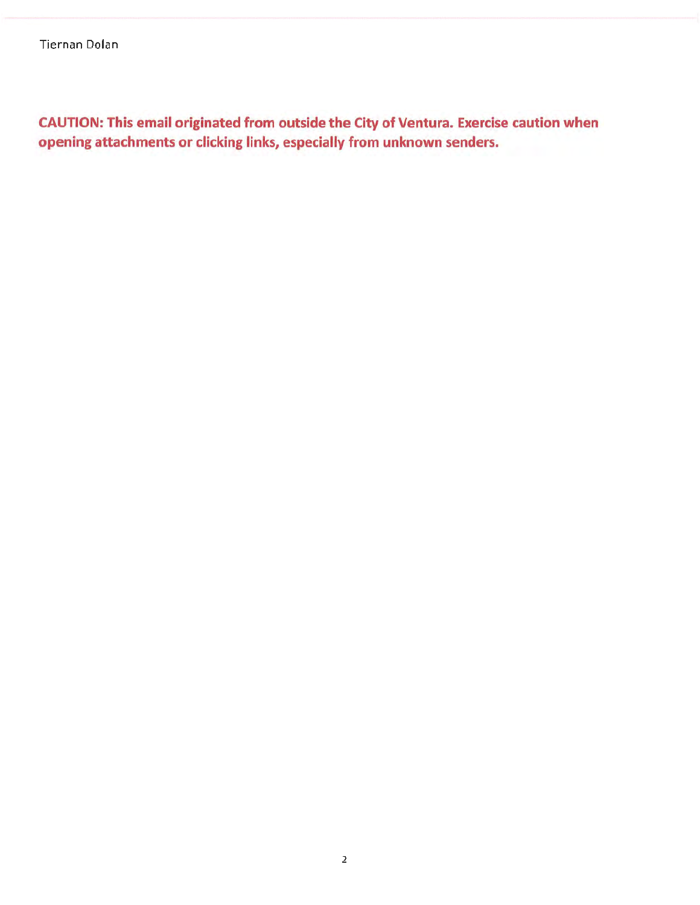Tiernan Dolan

**CAUTION: This email originated from outside the City of Ventura. Exercise caution when opening attachments or clicking links, especially from unknown senders.**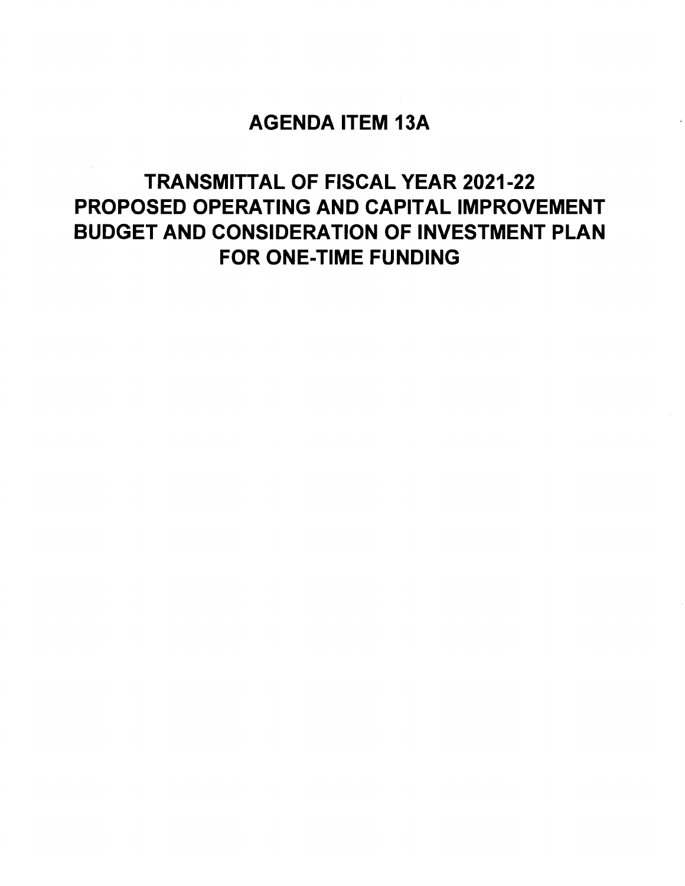# AGENDA ITEM 13A

## TRANSMITTAL OF FISCAL YEAR 2021-22 PROPOSED OPERATING AND CAPITAL IMPROVEMENT BUDGET AND CONSIDERATION OF INVESTMENT PLAN FOR ONE-TIME FUNDING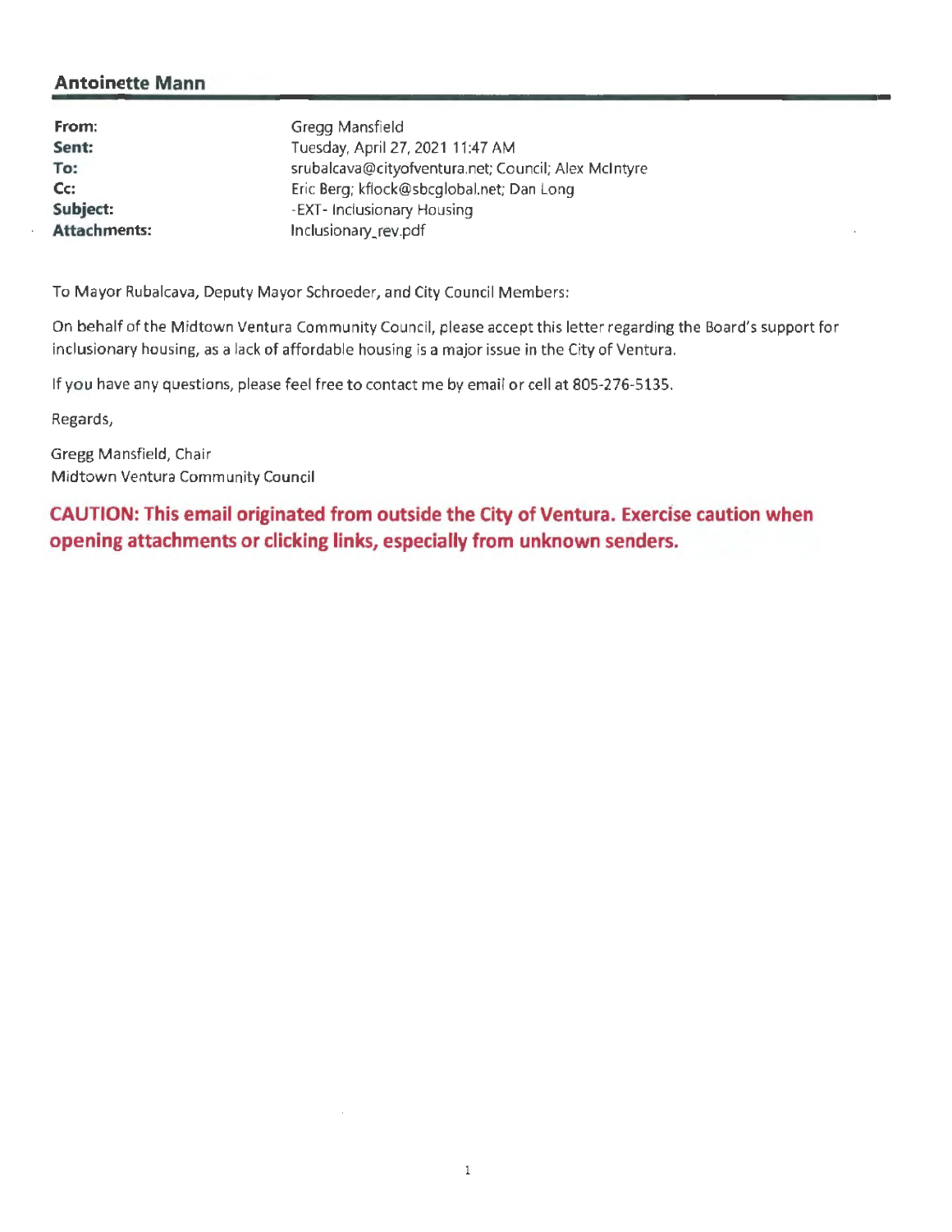## Antoinette Mann

| | |
|---|---|
| **From:** | Gregg Mansfield |
| **Sent:** | Tuesday, April 27, 2021 11:47 AM |
| **To:** | srubalcava@cityofventura.net; Council; Alex McIntyre |
| **Cc:** | Eric Berg; kflock@sbcglobal.net; Dan Long |
| **Subject:** | -EXT- Inclusionary Housing |
| **Attachments:** | Inclusionary_rev.pdf |

To Mayor Rubalcava, Deputy Mayor Schroeder, and City Council Members:

On behalf of the Midtown Ventura Community Council, please accept this letter regarding the Board's support for inclusionary housing, as a lack of affordable housing is a major issue in the City of Ventura.

If you have any questions, please feel free to contact me by email or cell at 805-276-5135.

Regards,

Gregg Mansfield, Chair
Midtown Ventura Community Council

**CAUTION: This email originated from outside the City of Ventura. Exercise caution when opening attachments or clicking links, especially from unknown senders.**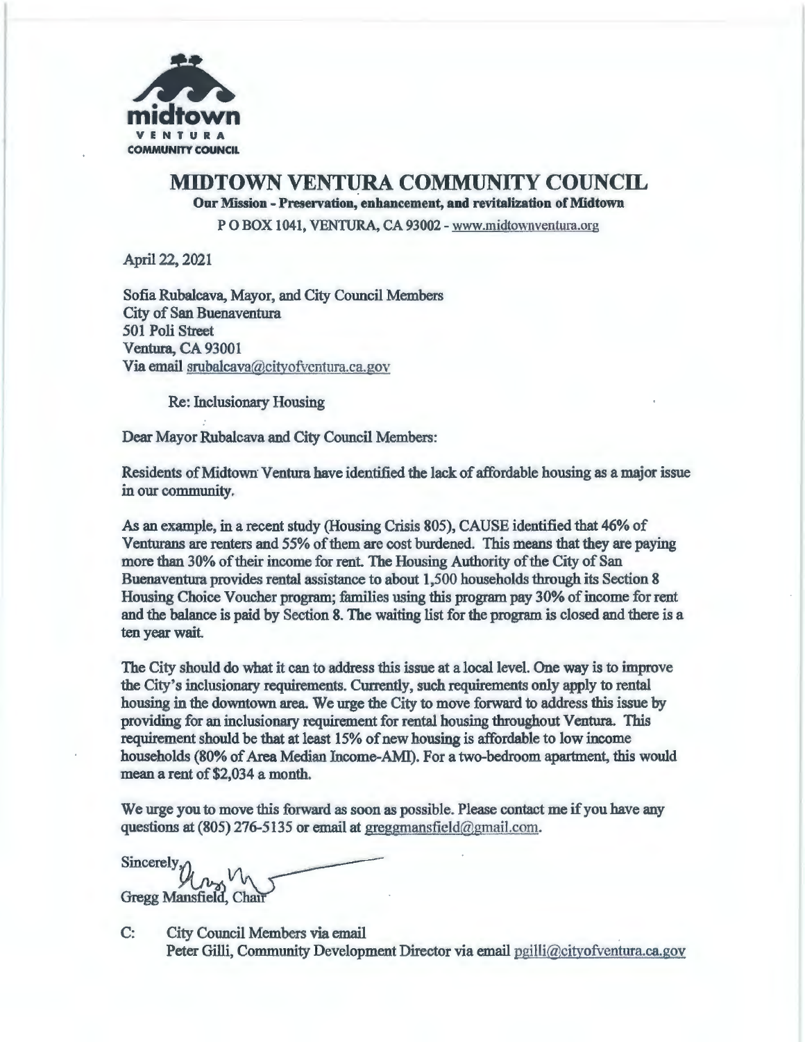midtown
VENTURA
COMMUNITY COUNCIL

# MIDTOWN VENTURA COMMUNITY COUNCIL

**Our Mission - Preservation, enhancement, and revitalization of Midtown**

P O BOX 1041, VENTURA, CA 93002 - www.midtownventura.org

April 22, 2021

Sofia Rubalcava, Mayor, and City Council Members
City of San Buenaventura
501 Poli Street
Ventura, CA 93001
Via email srubalcava@cityofventura.ca.gov

Re: Inclusionary Housing

Dear Mayor Rubalcava and City Council Members:

Residents of Midtown Ventura have identified the lack of affordable housing as a major issue in our community.

As an example, in a recent study (Housing Crisis 805), CAUSE identified that 46% of Venturans are renters and 55% of them are cost burdened. This means that they are paying more than 30% of their income for rent. The Housing Authority of the City of San Buenaventura provides rental assistance to about 1,500 households through its Section 8 Housing Choice Voucher program; families using this program pay 30% of income for rent and the balance is paid by Section 8. The waiting list for the program is closed and there is a ten year wait.

The City should do what it can to address this issue at a local level. One way is to improve the City's inclusionary requirements. Currently, such requirements only apply to rental housing in the downtown area. We urge the City to move forward to address this issue by providing for an inclusionary requirement for rental housing throughout Ventura. This requirement should be that at least 15% of new housing is affordable to low income households (80% of Area Median Income-AMI). For a two-bedroom apartment, this would mean a rent of $2,034 a month.

We urge you to move this forward as soon as possible. Please contact me if you have any questions at (805) 276-5135 or email at greggmansfield@gmail.com.

Sincerely,

Gregg Mansfield, Chair

C: City Council Members via email
Peter Gilli, Community Development Director via email pgilli@cityofventura.ca.gov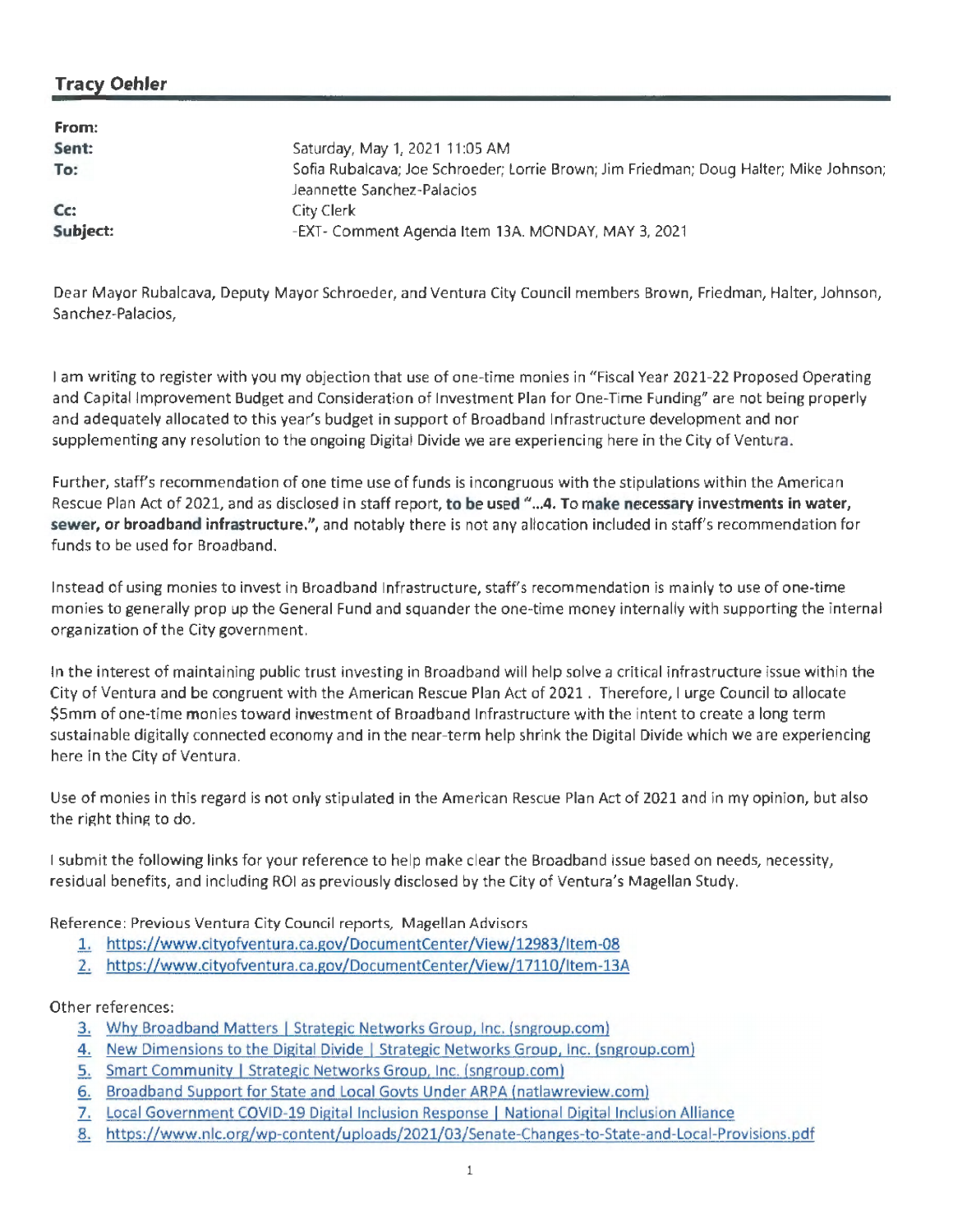## Tracy Oehler

**From:**
**Sent:** Saturday, May 1, 2021 11:05 AM
**To:** Sofia Rubalcava; Joe Schroeder; Lorrie Brown; Jim Friedman; Doug Halter; Mike Johnson; Jeannette Sanchez-Palacios
**Cc:** City Clerk
**Subject:** -EXT- Comment Agenda Item 13A. MONDAY, MAY 3, 2021

Dear Mayor Rubalcava, Deputy Mayor Schroeder, and Ventura City Council members Brown, Friedman, Halter, Johnson, Sanchez-Palacios,

I am writing to register with you my objection that use of one-time monies in "Fiscal Year 2021-22 Proposed Operating and Capital Improvement Budget and Consideration of Investment Plan for One-Time Funding" are not being properly and adequately allocated to this year's budget in support of Broadband Infrastructure development and nor supplementing any resolution to the ongoing Digital Divide we are experiencing here in the City of Ventura.

Further, staff's recommendation of one time use of funds is incongruous with the stipulations within the American Rescue Plan Act of 2021, and as disclosed in staff report, **to be used "...4. To make necessary investments in water, sewer, or broadband infrastructure."**, and notably there is not any allocation included in staff's recommendation for funds to be used for Broadband.

Instead of using monies to invest in Broadband Infrastructure, staff's recommendation is mainly to use of one-time monies to generally prop up the General Fund and squander the one-time money internally with supporting the internal organization of the City government.

In the interest of maintaining public trust investing in Broadband will help solve a critical infrastructure issue within the City of Ventura and be congruent with the American Rescue Plan Act of 2021 . Therefore, I urge Council to allocate $5mm of one-time monies toward investment of Broadband Infrastructure with the intent to create a long term sustainable digitally connected economy and in the near-term help shrink the Digital Divide which we are experiencing here in the City of Ventura.

Use of monies in this regard is not only stipulated in the American Rescue Plan Act of 2021 and in my opinion, but also the right thing to do.

I submit the following links for your reference to help make clear the Broadband issue based on needs, necessity, residual benefits, and including ROI as previously disclosed by the City of Ventura's Magellan Study.

Reference: Previous Ventura City Council reports, Magellan Advisors

1. https://www.cityofventura.ca.gov/DocumentCenter/View/12983/Item-08
2. https://www.cityofventura.ca.gov/DocumentCenter/View/17110/Item-13A

Other references:

3. Why Broadband Matters | Strategic Networks Group, Inc. (sngroup.com)
4. New Dimensions to the Digital Divide | Strategic Networks Group, Inc. (sngroup.com)
5. Smart Community | Strategic Networks Group, Inc. (sngroup.com)
6. Broadband Support for State and Local Govts Under ARPA (natlawreview.com)
7. Local Government COVID-19 Digital Inclusion Response | National Digital Inclusion Alliance
8. https://www.nlc.org/wp-content/uploads/2021/03/Senate-Changes-to-State-and-Local-Provisions.pdf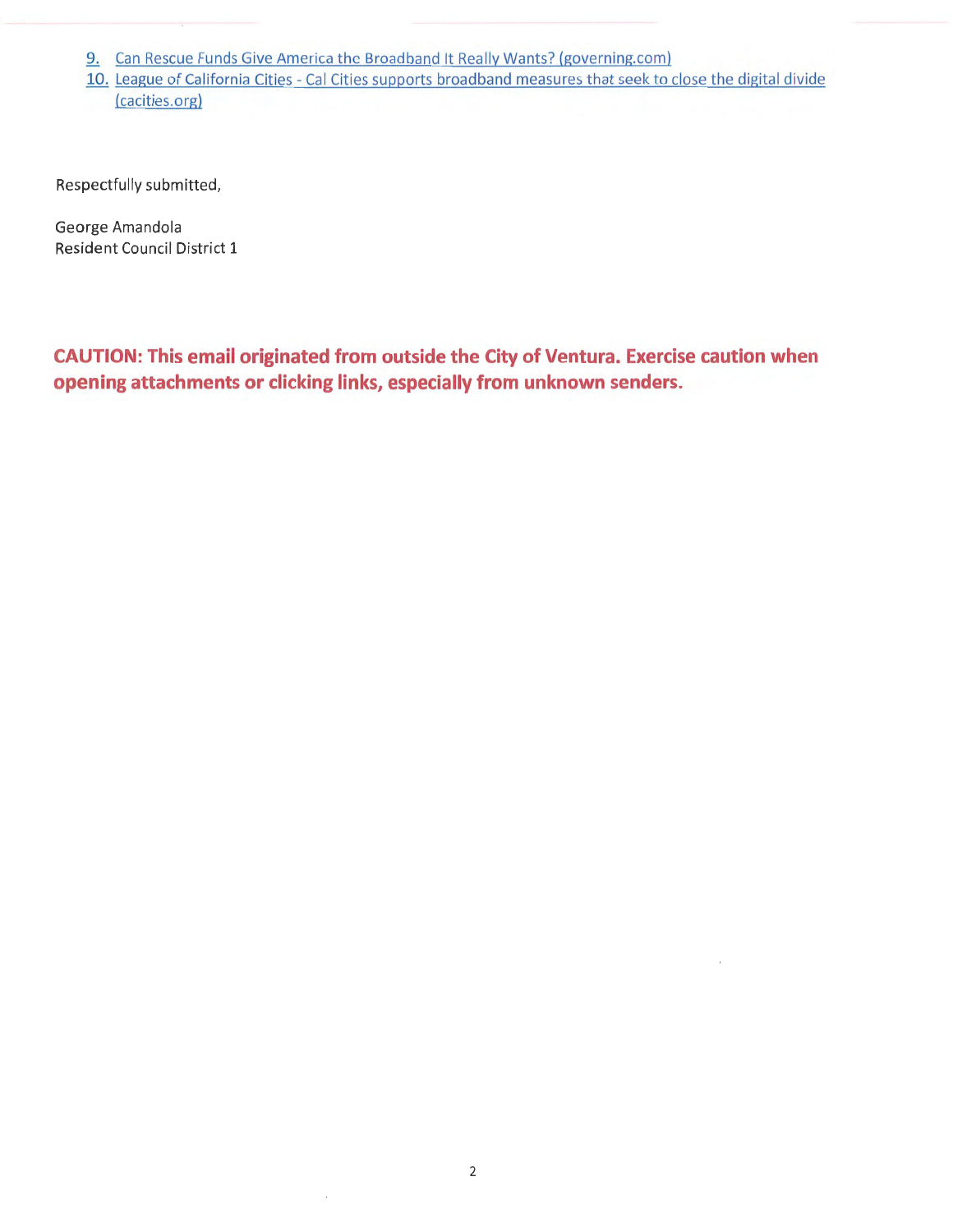9. Can Rescue Funds Give America the Broadband It Really Wants? (governing.com)
10. League of California Cities - Cal Cities supports broadband measures that seek to close the digital divide (cacities.org)

Respectfully submitted,

George Amandola
Resident Council District 1

**CAUTION: This email originated from outside the City of Ventura. Exercise caution when opening attachments or clicking links, especially from unknown senders.**